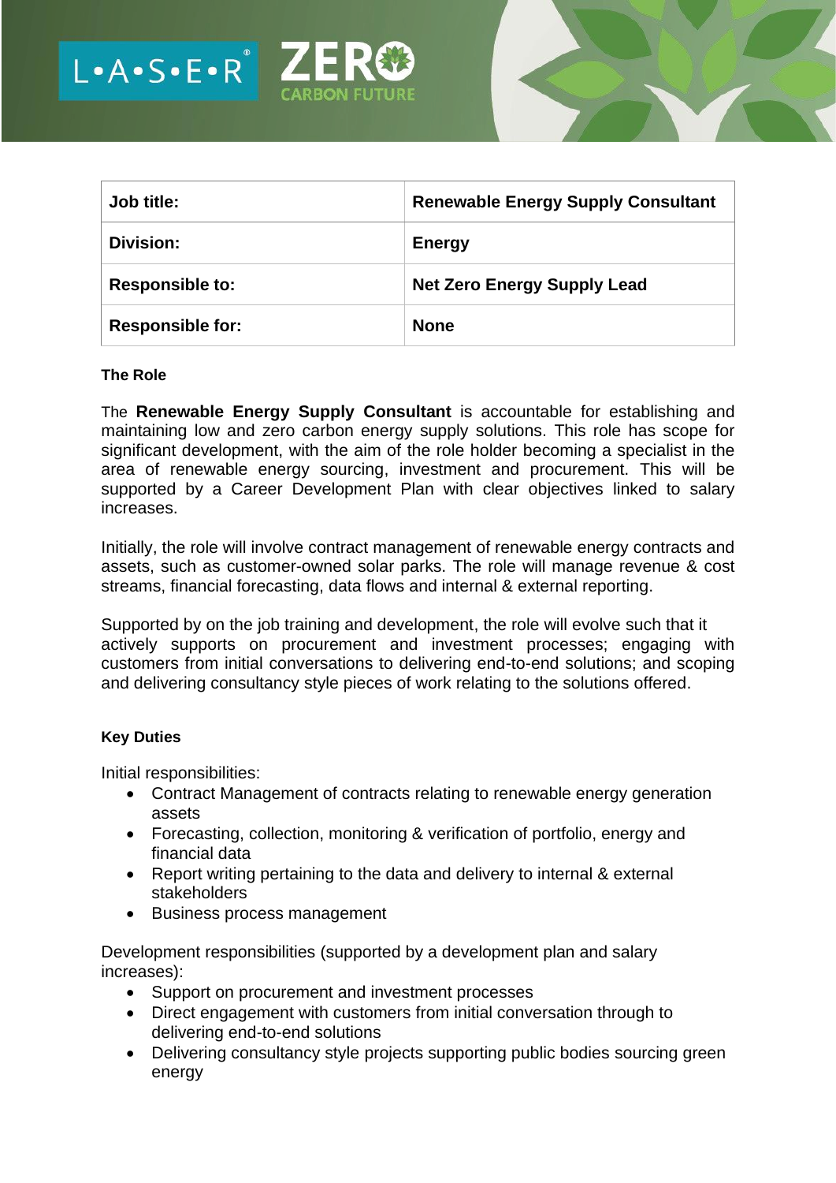| Job title: | Renewable Energy Supply Consultant |
|---|---|
| Division: | Energy |
| Responsible to: | Net Zero Energy Supply Lead |
| Responsible for: | None |

### The Role

The **Renewable Energy Supply Consultant** is accountable for establishing and maintaining low and zero carbon energy supply solutions. This role has scope for significant development, with the aim of the role holder becoming a specialist in the area of renewable energy sourcing, investment and procurement. This will be supported by a Career Development Plan with clear objectives linked to salary increases.

Initially, the role will involve contract management of renewable energy contracts and assets, such as customer-owned solar parks. The role will manage revenue & cost streams, financial forecasting, data flows and internal & external reporting.

Supported by on the job training and development, the role will evolve such that it actively supports on procurement and investment processes; engaging with customers from initial conversations to delivering end-to-end solutions; and scoping and delivering consultancy style pieces of work relating to the solutions offered.

### Key Duties

Initial responsibilities:

- Contract Management of contracts relating to renewable energy generation assets
- Forecasting, collection, monitoring & verification of portfolio, energy and financial data
- Report writing pertaining to the data and delivery to internal & external stakeholders
- Business process management

Development responsibilities (supported by a development plan and salary increases):

- Support on procurement and investment processes
- Direct engagement with customers from initial conversation through to delivering end-to-end solutions
- Delivering consultancy style projects supporting public bodies sourcing green energy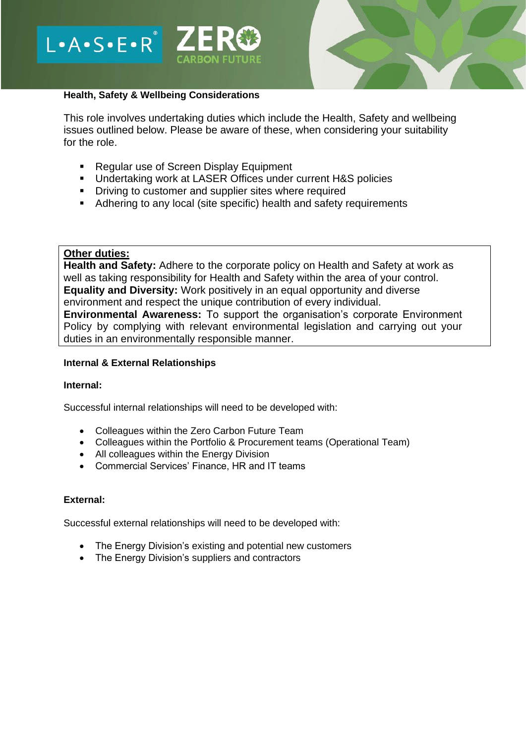**Health, Safety & Wellbeing Considerations**

This role involves undertaking duties which include the Health, Safety and wellbeing issues outlined below. Please be aware of these, when considering your suitability for the role.

- Regular use of Screen Display Equipment
- Undertaking work at LASER Offices under current H&S policies
- Driving to customer and supplier sites where required
- Adhering to any local (site specific) health and safety requirements

**Other duties:**
**Health and Safety:** Adhere to the corporate policy on Health and Safety at work as well as taking responsibility for Health and Safety within the area of your control.
**Equality and Diversity:** Work positively in an equal opportunity and diverse environment and respect the unique contribution of every individual.
**Environmental Awareness:** To support the organisation's corporate Environment Policy by complying with relevant environmental legislation and carrying out your duties in an environmentally responsible manner.

**Internal & External Relationships**

**Internal:**

Successful internal relationships will need to be developed with:

- Colleagues within the Zero Carbon Future Team
- Colleagues within the Portfolio & Procurement teams (Operational Team)
- All colleagues within the Energy Division
- Commercial Services' Finance, HR and IT teams

**External:**

Successful external relationships will need to be developed with:

- The Energy Division's existing and potential new customers
- The Energy Division's suppliers and contractors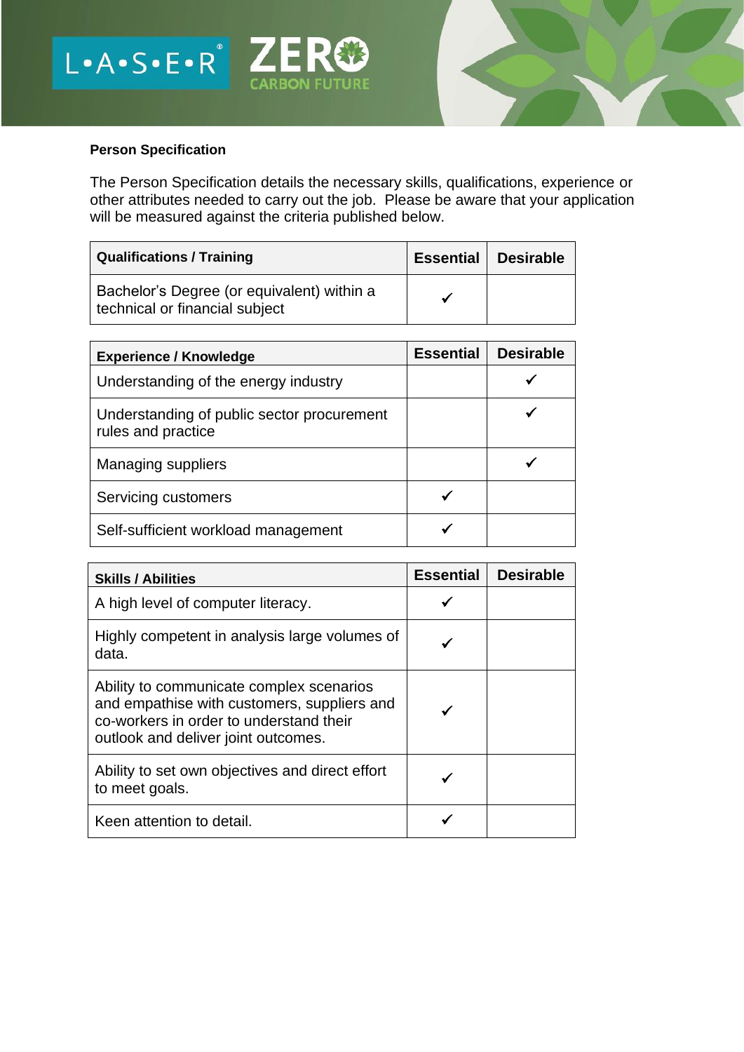**Person Specification**

The Person Specification details the necessary skills, qualifications, experience or other attributes needed to carry out the job. Please be aware that your application will be measured against the criteria published below.

| Qualifications / Training | Essential | Desirable |
|---|---|---|
| Bachelor's Degree (or equivalent) within a technical or financial subject | ✓ | |

| Experience / Knowledge | Essential | Desirable |
|---|---|---|
| Understanding of the energy industry | | ✓ |
| Understanding of public sector procurement rules and practice | | ✓ |
| Managing suppliers | | ✓ |
| Servicing customers | ✓ | |
| Self-sufficient workload management | ✓ | |

| Skills / Abilities | Essential | Desirable |
|---|---|---|
| A high level of computer literacy. | ✓ | |
| Highly competent in analysis large volumes of data. | ✓ | |
| Ability to communicate complex scenarios and empathise with customers, suppliers and co-workers in order to understand their outlook and deliver joint outcomes. | ✓ | |
| Ability to set own objectives and direct effort to meet goals. | ✓ | |
| Keen attention to detail. | ✓ | |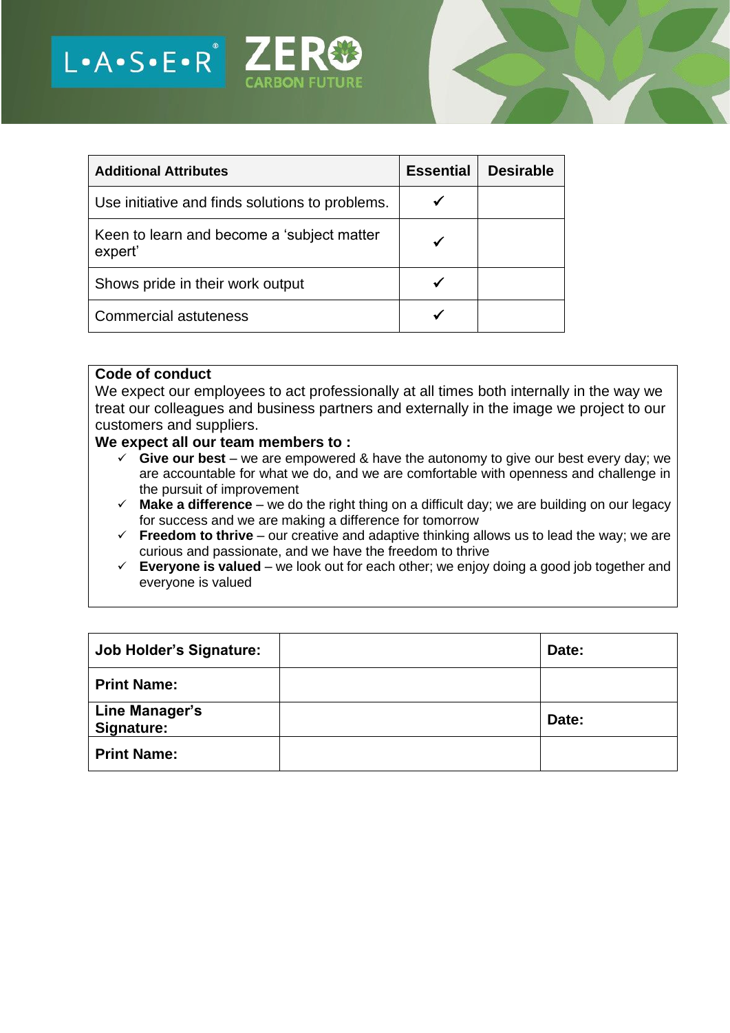| Additional Attributes | Essential | Desirable |
|---|---|---|
| Use initiative and finds solutions to problems. | ✓ | |
| Keen to learn and become a ‘subject matter expert’ | ✓ | |
| Shows pride in their work output | ✓ | |
| Commercial astuteness | ✓ | |

**Code of conduct**

We expect our employees to act professionally at all times both internally in the way we treat our colleagues and business partners and externally in the image we project to our customers and suppliers.

**We expect all our team members to :**

- ✓ **Give our best** – we are empowered & have the autonomy to give our best every day; we are accountable for what we do, and we are comfortable with openness and challenge in the pursuit of improvement
- ✓ **Make a difference** – we do the right thing on a difficult day; we are building on our legacy for success and we are making a difference for tomorrow
- ✓ **Freedom to thrive** – our creative and adaptive thinking allows us to lead the way; we are curious and passionate, and we have the freedom to thrive
- ✓ **Everyone is valued** – we look out for each other; we enjoy doing a good job together and everyone is valued

| | | |
|---|---|---|
| **Job Holder’s Signature:** | | **Date:** |
| **Print Name:** | | |
| **Line Manager’s Signature:** | | **Date:** |
| **Print Name:** | | |